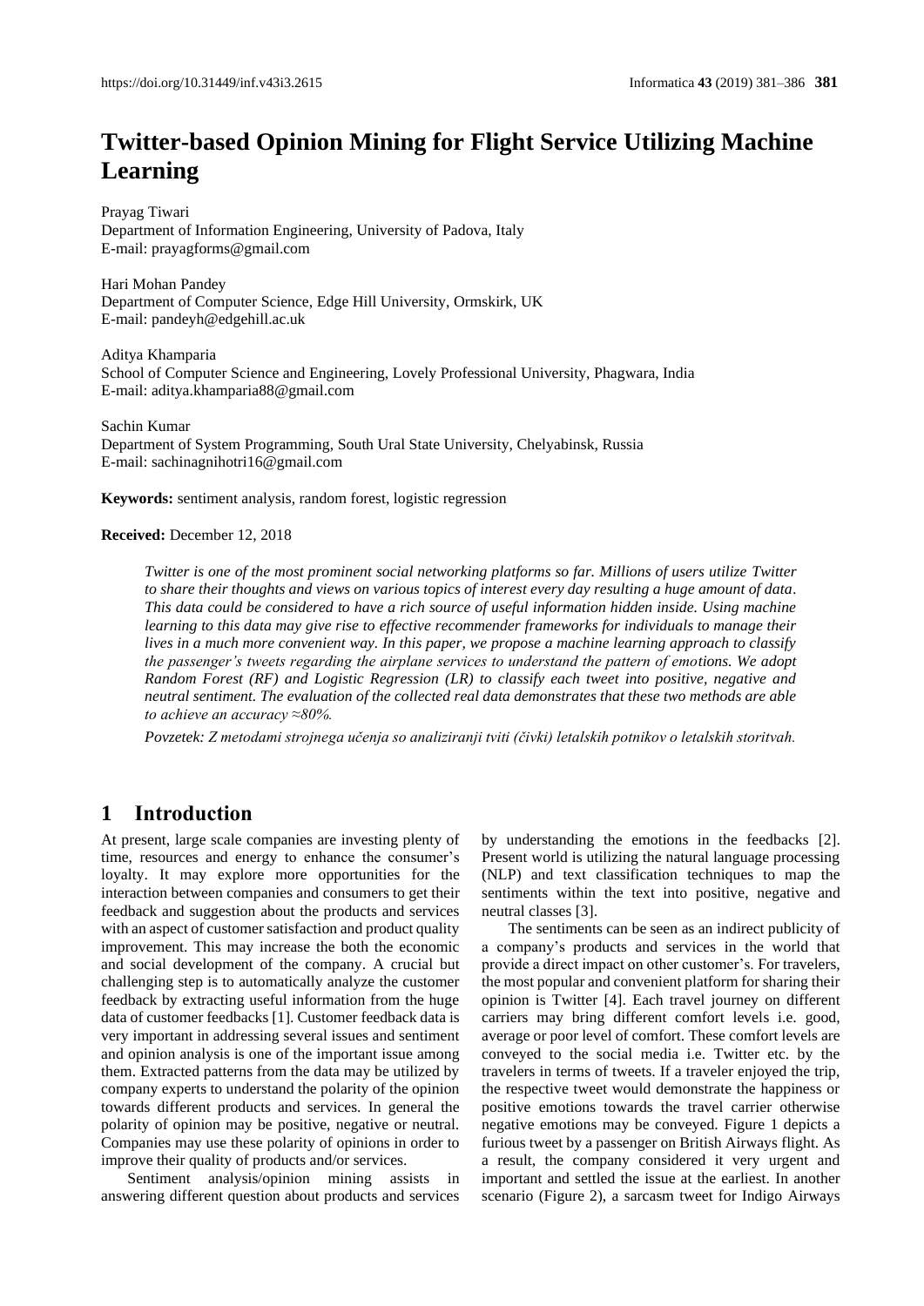# Twitter-based Opinion Mining for Flight Service Utilizing Machine Learning

Prayag Tiwari
Department of Information Engineering, University of Padova, Italy
E-mail: prayagforms@gmail.com

Hari Mohan Pandey
Department of Computer Science, Edge Hill University, Ormskirk, UK
E-mail: pandeyh@edgehill.ac.uk

Aditya Khamparia
School of Computer Science and Engineering, Lovely Professional University, Phagwara, India
E-mail: aditya.khamparia88@gmail.com

Sachin Kumar
Department of System Programming, South Ural State University, Chelyabinsk, Russia
E-mail: sachinagnihotri16@gmail.com

**Keywords:** sentiment analysis, random forest, logistic regression

**Received:** December 12, 2018

*Twitter is one of the most prominent social networking platforms so far. Millions of users utilize Twitter to share their thoughts and views on various topics of interest every day resulting a huge amount of data. This data could be considered to have a rich source of useful information hidden inside. Using machine learning to this data may give rise to effective recommender frameworks for individuals to manage their lives in a much more convenient way. In this paper, we propose a machine learning approach to classify the passenger's tweets regarding the airplane services to understand the pattern of emotions. We adopt Random Forest (RF) and Logistic Regression (LR) to classify each tweet into positive, negative and neutral sentiment. The evaluation of the collected real data demonstrates that these two methods are able to achieve an accuracy ≈80%.*

*Povzetek: Z metodami strojnega učenja so analiziranji tviti (čivki) letalskih potnikov o letalskih storitvah.*

## 1 Introduction

At present, large scale companies are investing plenty of time, resources and energy to enhance the consumer's loyalty. It may explore more opportunities for the interaction between companies and consumers to get their feedback and suggestion about the products and services with an aspect of customer satisfaction and product quality improvement. This may increase the both the economic and social development of the company. A crucial but challenging step is to automatically analyze the customer feedback by extracting useful information from the huge data of customer feedbacks [1]. Customer feedback data is very important in addressing several issues and sentiment and opinion analysis is one of the important issue among them. Extracted patterns from the data may be utilized by company experts to understand the polarity of the opinion towards different products and services. In general the polarity of opinion may be positive, negative or neutral. Companies may use these polarity of opinions in order to improve their quality of products and/or services.

Sentiment analysis/opinion mining assists in answering different question about products and services by understanding the emotions in the feedbacks [2]. Present world is utilizing the natural language processing (NLP) and text classification techniques to map the sentiments within the text into positive, negative and neutral classes [3].

The sentiments can be seen as an indirect publicity of a company's products and services in the world that provide a direct impact on other customer's. For travelers, the most popular and convenient platform for sharing their opinion is Twitter [4]. Each travel journey on different carriers may bring different comfort levels i.e. good, average or poor level of comfort. These comfort levels are conveyed to the social media i.e. Twitter etc. by the travelers in terms of tweets. If a traveler enjoyed the trip, the respective tweet would demonstrate the happiness or positive emotions towards the travel carrier otherwise negative emotions may be conveyed. Figure 1 depicts a furious tweet by a passenger on British Airways flight. As a result, the company considered it very urgent and important and settled the issue at the earliest. In another scenario (Figure 2), a sarcasm tweet for Indigo Airways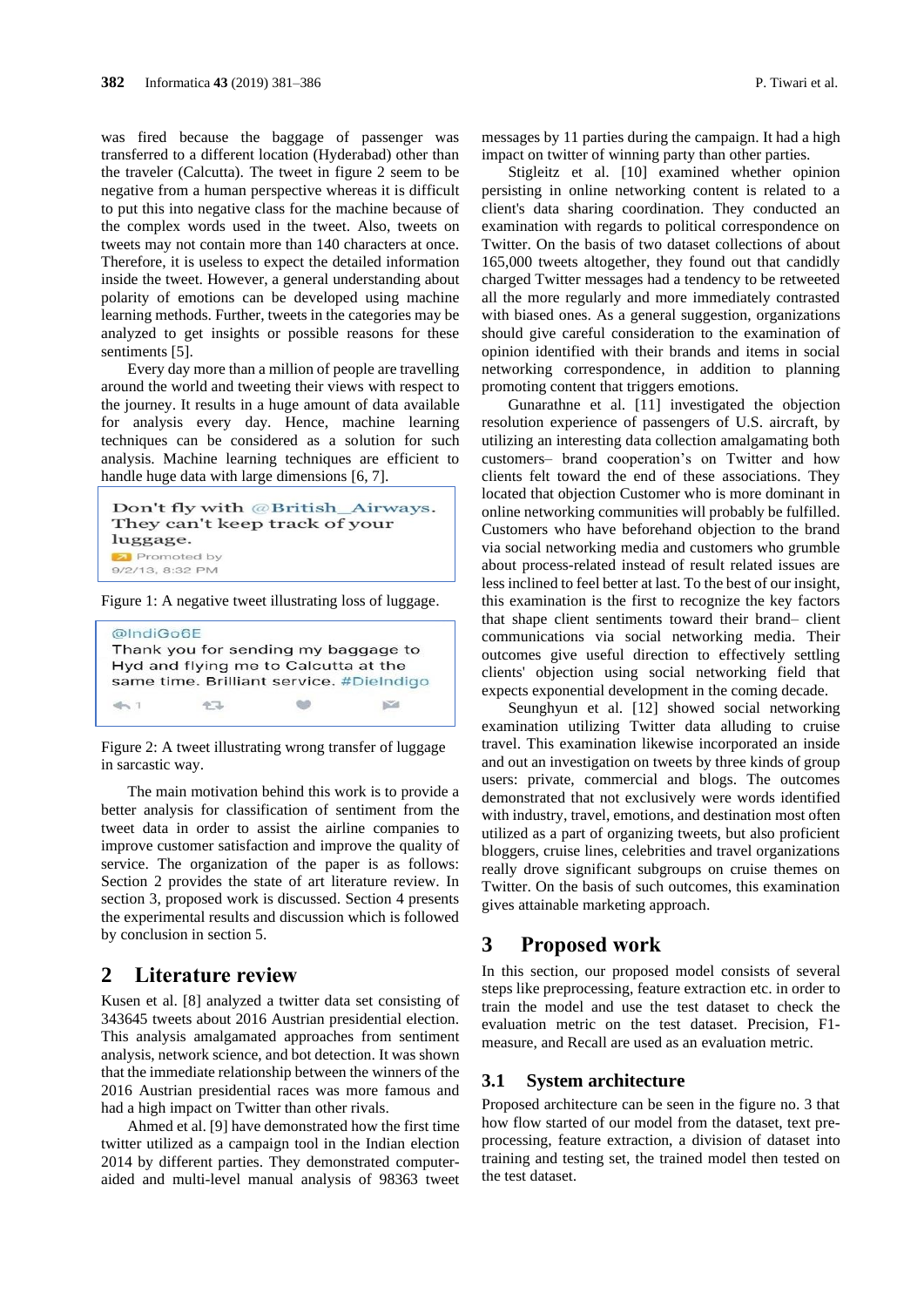was fired because the baggage of passenger was transferred to a different location (Hyderabad) other than the traveler (Calcutta). The tweet in figure 2 seem to be negative from a human perspective whereas it is difficult to put this into negative class for the machine because of the complex words used in the tweet. Also, tweets on tweets may not contain more than 140 characters at once. Therefore, it is useless to expect the detailed information inside the tweet. However, a general understanding about polarity of emotions can be developed using machine learning methods. Further, tweets in the categories may be analyzed to get insights or possible reasons for these sentiments [5].

Every day more than a million of people are travelling around the world and tweeting their views with respect to the journey. It results in a huge amount of data available for analysis every day. Hence, machine learning techniques can be considered as a solution for such analysis. Machine learning techniques are efficient to handle huge data with large dimensions [6, 7].

Don't fly with @British_Airways. They can't keep track of your luggage.
Promoted by
9/2/13, 8:32 PM

Figure 1: A negative tweet illustrating loss of luggage.

@IndiGo6E
Thank you for sending my baggage to Hyd and flying me to Calcutta at the same time. Brilliant service. #DieIndigo

Figure 2: A tweet illustrating wrong transfer of luggage in sarcastic way.

The main motivation behind this work is to provide a better analysis for classification of sentiment from the tweet data in order to assist the airline companies to improve customer satisfaction and improve the quality of service. The organization of the paper is as follows: Section 2 provides the state of art literature review. In section 3, proposed work is discussed. Section 4 presents the experimental results and discussion which is followed by conclusion in section 5.

## 2 Literature review

Kusen et al. [8] analyzed a twitter data set consisting of 343645 tweets about 2016 Austrian presidential election. This analysis amalgamated approaches from sentiment analysis, network science, and bot detection. It was shown that the immediate relationship between the winners of the 2016 Austrian presidential races was more famous and had a high impact on Twitter than other rivals.

Ahmed et al. [9] have demonstrated how the first time twitter utilized as a campaign tool in the Indian election 2014 by different parties. They demonstrated computer-aided and multi-level manual analysis of 98363 tweet messages by 11 parties during the campaign. It had a high impact on twitter of winning party than other parties.

Stigleitz et al. [10] examined whether opinion persisting in online networking content is related to a client's data sharing coordination. They conducted an examination with regards to political correspondence on Twitter. On the basis of two dataset collections of about 165,000 tweets altogether, they found out that candidly charged Twitter messages had a tendency to be retweeted all the more regularly and more immediately contrasted with biased ones. As a general suggestion, organizations should give careful consideration to the examination of opinion identified with their brands and items in social networking correspondence, in addition to planning promoting content that triggers emotions.

Gunarathne et al. [11] investigated the objection resolution experience of passengers of U.S. aircraft, by utilizing an interesting data collection amalgamating both customers– brand cooperation's on Twitter and how clients felt toward the end of these associations. They located that objection Customer who is more dominant in online networking communities will probably be fulfilled. Customers who have beforehand objection to the brand via social networking media and customers who grumble about process-related instead of result related issues are less inclined to feel better at last. To the best of our insight, this examination is the first to recognize the key factors that shape client sentiments toward their brand– client communications via social networking media. Their outcomes give useful direction to effectively settling clients' objection using social networking field that expects exponential development in the coming decade.

Seunghyun et al. [12] showed social networking examination utilizing Twitter data alluding to cruise travel. This examination likewise incorporated an inside and out an investigation on tweets by three kinds of group users: private, commercial and blogs. The outcomes demonstrated that not exclusively were words identified with industry, travel, emotions, and destination most often utilized as a part of organizing tweets, but also proficient bloggers, cruise lines, celebrities and travel organizations really drove significant subgroups on cruise themes on Twitter. On the basis of such outcomes, this examination gives attainable marketing approach.

## 3 Proposed work

In this section, our proposed model consists of several steps like preprocessing, feature extraction etc. in order to train the model and use the test dataset to check the evaluation metric on the test dataset. Precision, F1-measure, and Recall are used as an evaluation metric.

### 3.1 System architecture

Proposed architecture can be seen in the figure no. 3 that how flow started of our model from the dataset, text pre-processing, feature extraction, a division of dataset into training and testing set, the trained model then tested on the test dataset.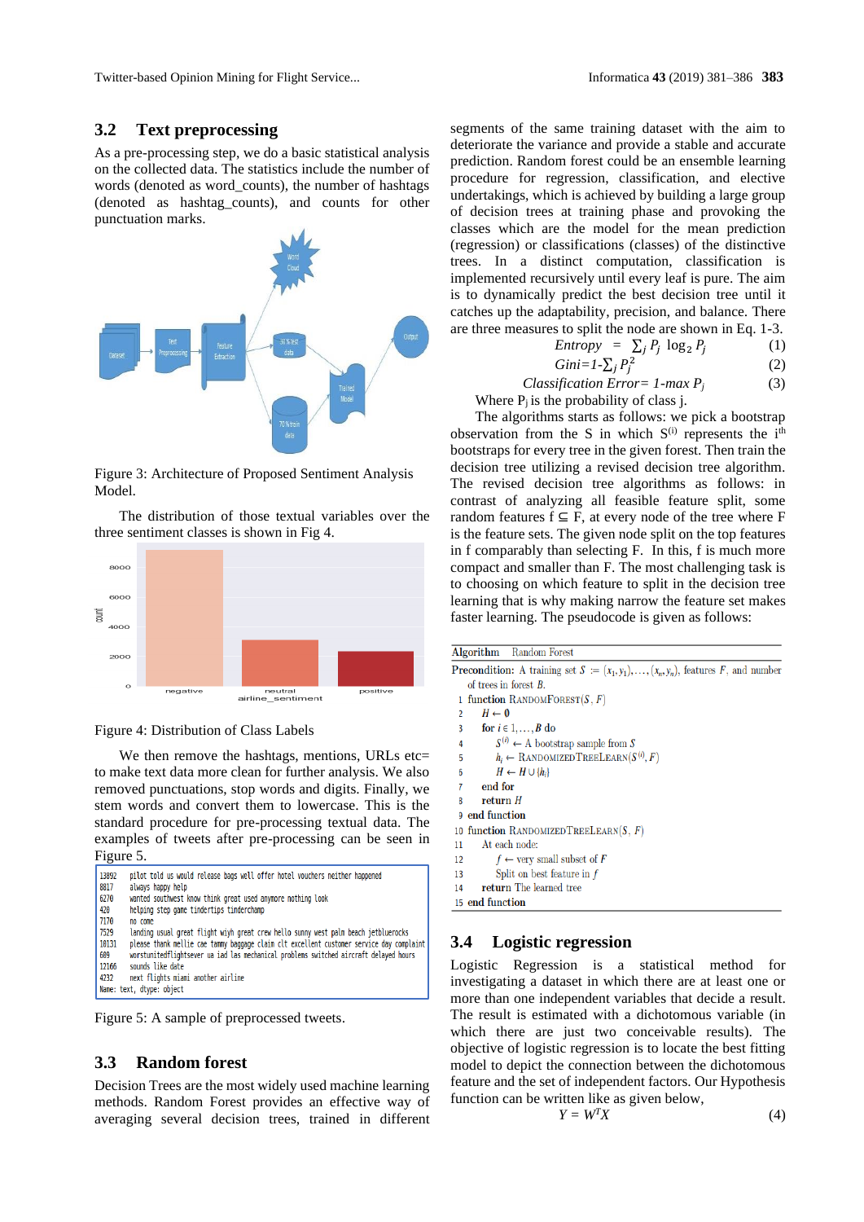## 3.2 Text preprocessing

As a pre-processing step, we do a basic statistical analysis on the collected data. The statistics include the number of words (denoted as word_counts), the number of hashtags (denoted as hashtag_counts), and counts for other punctuation marks.

Figure 3: Architecture of Proposed Sentiment Analysis Model.

The distribution of those textual variables over the three sentiment classes is shown in Fig 4.

Figure 4: Distribution of Class Labels

We then remove the hashtags, mentions, URLs etc= to make text data more clean for further analysis. We also removed punctuations, stop words and digits. Finally, we stem words and convert them to lowercase. This is the standard procedure for pre-processing textual data. The examples of tweets after pre-processing can be seen in Figure 5.

```
13892    pilot told us would release bags well offer hotel vouchers neither happened
8817     always happy help
6270     wanted southwest know think great used anymore nothing look
420      helping step game tindertips tinderchamp
7170     no come
7529     landing usual great flight wiyh great crew hello sunny west palm beach jetbluerocks
10131    please thank mellie cae tammy baggage claim clt excellent customer service day complaint
609      worstunitedflightsever ua iad las mechanical problems switched aircraft delayed hours
12166    sounds like date
4232     next flights miami another airline
Name: text, dtype: object
```

Figure 5: A sample of preprocessed tweets.

## 3.3 Random forest

Decision Trees are the most widely used machine learning methods. Random Forest provides an effective way of averaging several decision trees, trained in different segments of the same training dataset with the aim to deteriorate the variance and provide a stable and accurate prediction. Random forest could be an ensemble learning procedure for regression, classification, and elective undertakings, which is achieved by building a large group of decision trees at training phase and provoking the classes which are the model for the mean prediction (regression) or classifications (classes) of the distinctive trees. In a distinct computation, classification is implemented recursively until every leaf is pure. The aim is to dynamically predict the best decision tree until it catches up the adaptability, precision, and balance. There are three measures to split the node are shown in Eq. 1-3.

$$Entropy = \sum_j P_j \log_2 P_j \quad (1)$$

$$Gini = 1 - \sum_j P_j^2 \quad (2)$$

$$Classification\ Error = 1 - max\ P_j \quad (3)$$

Where $P_j$ is the probability of class j.

The algorithms starts as follows: we pick a bootstrap observation from the S in which $S^{(i)}$ represents the $i^{th}$ bootstraps for every tree in the given forest. Then train the decision tree utilizing a revised decision tree algorithm. The revised decision tree algorithms as follows: in contrast of analyzing all feasible feature split, some random features $f \subseteq F$, at every node of the tree where F is the feature sets. The given node split on the top features in f comparably than selecting F. In this, f is much more compact and smaller than F. The most challenging task is to choosing on which feature to split in the decision tree learning that is why making narrow the feature set makes faster learning. The pseudocode is given as follows:

**Algorithm** Random Forest

**Precondition:** A training set $S := (x_1, y_1), \ldots, (x_n, y_n)$, features $F$, and number of trees in forest $B$.

```
1  function RandomForest(S, F)
2      H ← ∅
3      for i ∈ 1, ..., B do
4          S^(i) ← A bootstrap sample from S
5          h_i ← RandomizedTreeLearn(S^(i), F)
6          H ← H ∪ {h_i}
7      end for
8      return H
9  end function
10 function RandomizedTreeLearn(S, F)
11     At each node:
12         f ← very small subset of F
13         Split on best feature in f
14     return The learned tree
15 end function
```

## 3.4 Logistic regression

Logistic Regression is a statistical method for investigating a dataset in which there are at least one or more than one independent variables that decide a result. The result is estimated with a dichotomous variable (in which there are just two conceivable results). The objective of logistic regression is to locate the best fitting model to depict the connection between the dichotomous feature and the set of independent factors. Our Hypothesis function can be written like as given below,

$$Y = W^T X \quad (4)$$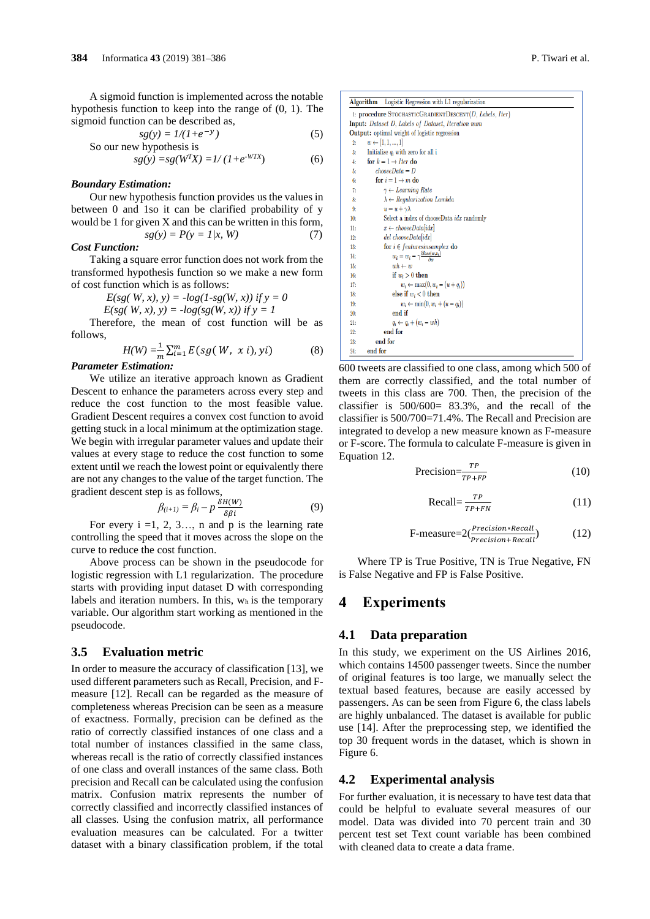A sigmoid function is implemented across the notable hypothesis function to keep into the range of (0, 1). The sigmoid function can be described as,

$$sg(y) = 1/(1+e^{-y}) \quad (5)$$

So our new hypothesis is

$$sg(y) = sg(W^T X) = 1/(1+e^{-WTX}) \quad (6)$$

***Boundary Estimation:***

Our new hypothesis function provides us the values in between 0 and 1so it can be clarified probability of y would be 1 for given X and this can be written in this form,

$$sg(y) = P(y = 1|x, W) \quad (7)$$

***Cost Function:***

Taking a square error function does not work from the transformed hypothesis function so we make a new form of cost function which is as follows:

$$E(sg(W, x), y) = -log(1-sg(W, x)) \text{ if } y = 0$$

$$E(sg(W, x), y) = -log(sg(W, x)) \text{ if } y = 1$$

Therefore, the mean of cost function will be as follows,

$$H(W) = \frac{1}{m}\sum_{i=1}^{m} E(sg(W, x\ i), yi) \quad (8)$$

***Parameter Estimation:***

We utilize an iterative approach known as Gradient Descent to enhance the parameters across every step and reduce the cost function to the most feasible value. Gradient Descent requires a convex cost function to avoid getting stuck in a local minimum at the optimization stage. We begin with irregular parameter values and update their values at every stage to reduce the cost function to some extent until we reach the lowest point or equivalently there are not any changes to the value of the target function. The gradient descent step is as follows,

$$\beta_{(i+1)} = \beta_i - p\frac{\delta H(W)}{\delta \beta i} \quad (9)$$

For every i =1, 2, 3…, n and p is the learning rate controlling the speed that it moves across the slope on the curve to reduce the cost function.

Above process can be shown in the pseudocode for logistic regression with L1 regularization. The procedure starts with providing input dataset D with corresponding labels and iteration numbers. In this, $w_h$ is the temporary variable. Our algorithm start working as mentioned in the pseudocode.

## 3.5 Evaluation metric

In order to measure the accuracy of classification [13], we used different parameters such as Recall, Precision, and F-measure [12]. Recall can be regarded as the measure of completeness whereas Precision can be seen as a measure of exactness. Formally, precision can be defined as the ratio of correctly classified instances of one class and a total number of instances classified in the same class, whereas recall is the ratio of correctly classified instances of one class and overall instances of the same class. Both precision and Recall can be calculated using the confusion matrix. Confusion matrix represents the number of correctly classified and incorrectly classified instances of all classes. Using the confusion matrix, all performance evaluation measures can be calculated. For a twitter dataset with a binary classification problem, if the total 600 tweets are classified to one class, among which 500 of them are correctly classified, and the total number of tweets in this class are 700. Then, the precision of the classifier is 500/600= 83.3%, and the recall of the classifier is 500/700=71.4%. The Recall and Precision are integrated to develop a new measure known as F-measure or F-score. The formula to calculate F-measure is given in Equation 12.

```
Algorithm   Logistic Regression with L1 regularization
1:  procedure StochasticGradientDescent(D, Labels, Iter)
Input: Dataset D, Labels of Dataset, Iteration num
Output: optimal weight of logistic regression
2:    w ← [1, 1, ..., 1]
3:    Initialize q_i with zero for all i
4:    for k = 1 → Iter do
5:      chooseData = D
6:      for i = 1 → m do
7:        γ ← Learning Rate
8:        λ ← Regularization Lambda
9:        u = u + γλ
10:       Select a index of chooseData idx randomly
11:       x ← chooseData[idx]
12:       del chooseData[idx]
13:       for i ∈ featuresinsamplex do
14:         w_i = w_i − γ ∂loss(w,x_i)/∂w
15:         wh ← w
16:         if w_i > 0 then
17:           w_i ← max(0, w_i − (u + q_i))
18:         else if w_i < 0 then
19:           w_i ← min(0, w_i + (u − q_i))
20:         end if
21:         q_i ← q_i + (w_i − wh)
22:       end for
23:     end for
24:   end for
```

$$\text{Precision}=\frac{TP}{TP+FP} \quad (10)$$

$$\text{Recall}=\frac{TP}{TP+FN} \quad (11)$$

$$\text{F-measure}=2\left(\frac{Precision*Recall}{Precision+Recall}\right) \quad (12)$$

Where TP is True Positive, TN is True Negative, FN is False Negative and FP is False Positive.

# 4 Experiments

## 4.1 Data preparation

In this study, we experiment on the US Airlines 2016, which contains 14500 passenger tweets. Since the number of original features is too large, we manually select the textual based features, because are easily accessed by passengers. As can be seen from Figure 6, the class labels are highly unbalanced. The dataset is available for public use [14]. After the preprocessing step, we identified the top 30 frequent words in the dataset, which is shown in Figure 6.

## 4.2 Experimental analysis

For further evaluation, it is necessary to have test data that could be helpful to evaluate several measures of our model. Data was divided into 70 percent train and 30 percent test set Text count variable has been combined with cleaned data to create a data frame.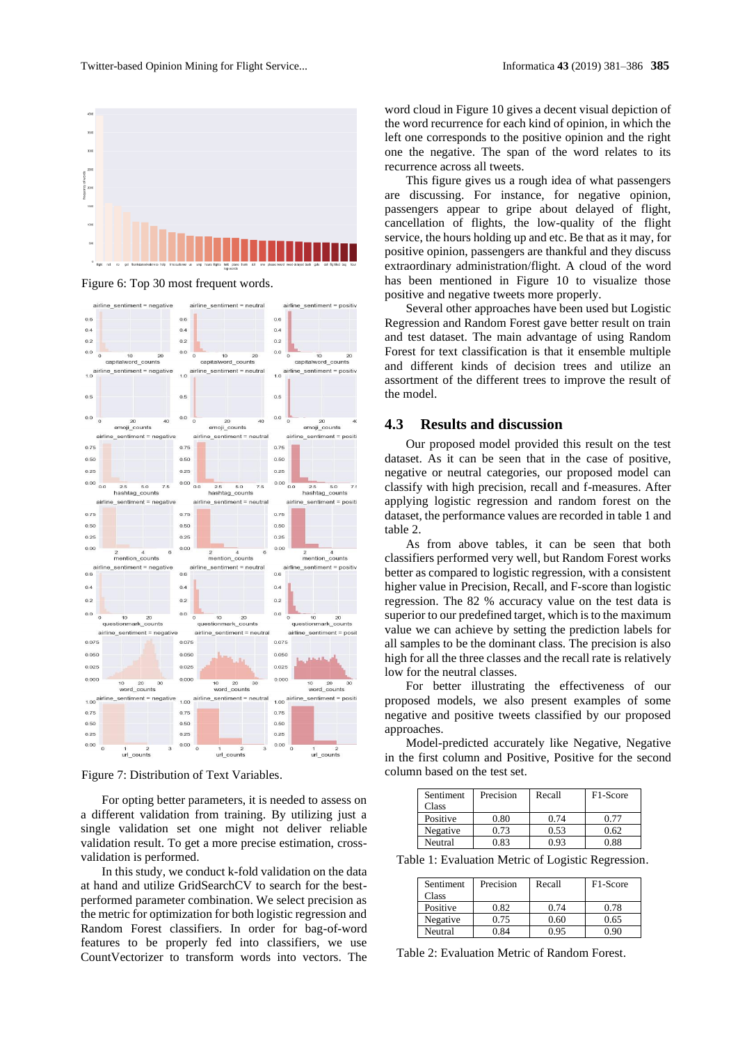Figure 6: Top 30 most frequent words.

Figure 7: Distribution of Text Variables.

For opting better parameters, it is needed to assess on a different validation from training. By utilizing just a single validation set one might not deliver reliable validation result. To get a more precise estimation, cross-validation is performed.

In this study, we conduct k-fold validation on the data at hand and utilize GridSearchCV to search for the best-performed parameter combination. We select precision as the metric for optimization for both logistic regression and Random Forest classifiers. In order for bag-of-word features to be properly fed into classifiers, we use CountVectorizer to transform words into vectors. The word cloud in Figure 10 gives a decent visual depiction of the word recurrence for each kind of opinion, in which the left one corresponds to the positive opinion and the right one the negative. The span of the word relates to its recurrence across all tweets.

This figure gives us a rough idea of what passengers are discussing. For instance, for negative opinion, passengers appear to gripe about delayed of flight, cancellation of flights, the low-quality of the flight service, the hours holding up and etc. Be that as it may, for positive opinion, passengers are thankful and they discuss extraordinary administration/flight. A cloud of the word has been mentioned in Figure 10 to visualize those positive and negative tweets more properly.

Several other approaches have been used but Logistic Regression and Random Forest gave better result on train and test dataset. The main advantage of using Random Forest for text classification is that it ensemble multiple and different kinds of decision trees and utilize an assortment of the different trees to improve the result of the model.

## 4.3 Results and discussion

Our proposed model provided this result on the test dataset. As it can be seen that in the case of positive, negative or neutral categories, our proposed model can classify with high precision, recall and f-measures. After applying logistic regression and random forest on the dataset, the performance values are recorded in table 1 and table 2.

As from above tables, it can be seen that both classifiers performed very well, but Random Forest works better as compared to logistic regression, with a consistent higher value in Precision, Recall, and F-score than logistic regression. The 82 % accuracy value on the test data is superior to our predefined target, which is to the maximum value we can achieve by setting the prediction labels for all samples to be the dominant class. The precision is also high for all the three classes and the recall rate is relatively low for the neutral classes.

For better illustrating the effectiveness of our proposed models, we also present examples of some negative and positive tweets classified by our proposed approaches.

Model-predicted accurately like Negative, Negative in the first column and Positive, Positive for the second column based on the test set.

| Sentiment Class | Precision | Recall | F1-Score |
|---|---|---|---|
| Positive | 0.80 | 0.74 | 0.77 |
| Negative | 0.73 | 0.53 | 0.62 |
| Neutral | 0.83 | 0.93 | 0.88 |

Table 1: Evaluation Metric of Logistic Regression.

| Sentiment Class | Precision | Recall | F1-Score |
|---|---|---|---|
| Positive | 0.82 | 0.74 | 0.78 |
| Negative | 0.75 | 0.60 | 0.65 |
| Neutral | 0.84 | 0.95 | 0.90 |

Table 2: Evaluation Metric of Random Forest.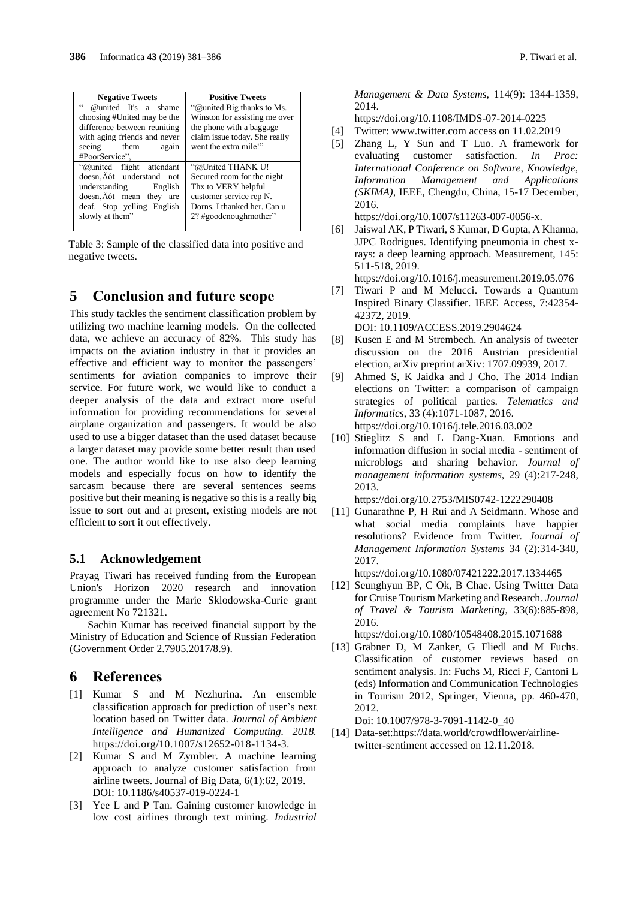| Negative Tweets | Positive Tweets |
|---|---|
| " @united It's a shame choosing #United may be the difference between reuniting with aging friends and never seeing them again #PoorService", | "@united Big thanks to Ms. Winston for assisting me over the phone with a baggage claim issue today. She really went the extra mile!" |
| "@united flight attendant doesn,Äôt understand not understanding English doesn,Äôt mean they are deaf. Stop yelling English slowly at them" | "@United THANK U! Secured room for the night Thx to VERY helpful customer service rep N. Dorns. I thanked her. Can u 2? #goodenoughmother" |

Table 3: Sample of the classified data into positive and negative tweets.

# 5 Conclusion and future scope

This study tackles the sentiment classification problem by utilizing two machine learning models. On the collected data, we achieve an accuracy of 82%. This study has impacts on the aviation industry in that it provides an effective and efficient way to monitor the passengers' sentiments for aviation companies to improve their service. For future work, we would like to conduct a deeper analysis of the data and extract more useful information for providing recommendations for several airplane organization and passengers. It would be also used to use a bigger dataset than the used dataset because a larger dataset may provide some better result than used one. The author would like to use also deep learning models and especially focus on how to identify the sarcasm because there are several sentences seems positive but their meaning is negative so this is a really big issue to sort out and at present, existing models are not efficient to sort it out effectively.

## 5.1 Acknowledgement

Prayag Tiwari has received funding from the European Union's Horizon 2020 research and innovation programme under the Marie Sklodowska-Curie grant agreement No 721321.

Sachin Kumar has received financial support by the Ministry of Education and Science of Russian Federation (Government Order 2.7905.2017/8.9).

# 6 References

[1] Kumar S and M Nezhurina. An ensemble classification approach for prediction of user's next location based on Twitter data. *Journal of Ambient Intelligence and Humanized Computing. 2018.* https://doi.org/10.1007/s12652-018-1134-3.

[2] Kumar S and M Zymbler. A machine learning approach to analyze customer satisfaction from airline tweets. Journal of Big Data, 6(1):62, 2019. DOI: 10.1186/s40537-019-0224-1

[3] Yee L and P Tan. Gaining customer knowledge in low cost airlines through text mining. *Industrial Management & Data Systems*, 114(9): 1344-1359, 2014. https://doi.org/10.1108/IMDS-07-2014-0225

[4] Twitter: www.twitter.com access on 11.02.2019

[5] Zhang L, Y Sun and T Luo. A framework for evaluating customer satisfaction. *In Proc: International Conference on Software, Knowledge, Information Management and Applications (SKIMA)*, IEEE, Chengdu, China, 15-17 December, 2016. https://doi.org/10.1007/s11263-007-0056-x.

[6] Jaiswal AK, P Tiwari, S Kumar, D Gupta, A Khanna, JJPC Rodrigues. Identifying pneumonia in chest x-rays: a deep learning approach. Measurement, 145: 511-518, 2019. https://doi.org/10.1016/j.measurement.2019.05.076

[7] Tiwari P and M Melucci. Towards a Quantum Inspired Binary Classifier. IEEE Access, 7:42354-42372, 2019. DOI: 10.1109/ACCESS.2019.2904624

[8] Kusen E and M Strembech. An analysis of tweeter discussion on the 2016 Austrian presidential election, arXiv preprint arXiv: 1707.09939, 2017.

[9] Ahmed S, K Jaidka and J Cho. The 2014 Indian elections on Twitter: a comparison of campaign strategies of political parties. *Telematics and Informatics*, 33 (4):1071-1087, 2016. https://doi.org/10.1016/j.tele.2016.03.002

[10] Stieglitz S and L Dang-Xuan. Emotions and information diffusion in social media - sentiment of microblogs and sharing behavior. *Journal of management information systems*, 29 (4):217-248, 2013. https://doi.org/10.2753/MIS0742-1222290408

[11] Gunarathne P, H Rui and A Seidmann. Whose and what social media complaints have happier resolutions? Evidence from Twitter. *Journal of Management Information Systems* 34 (2):314-340, 2017. https://doi.org/10.1080/07421222.2017.1334465

[12] Seunghyun BP, C Ok, B Chae. Using Twitter Data for Cruise Tourism Marketing and Research. *Journal of Travel & Tourism Marketing*, 33(6):885-898, 2016. https://doi.org/10.1080/10548408.2015.1071688

[13] Gräbner D, M Zanker, G Fliedl and M Fuchs. Classification of customer reviews based on sentiment analysis. In: Fuchs M, Ricci F, Cantoni L (eds) Information and Communication Technologies in Tourism 2012, Springer, Vienna, pp. 460-470, 2012. Doi: 10.1007/978-3-7091-1142-0_40

[14] Data-set:https://data.world/crowdflower/airline-twitter-sentiment accessed on 12.11.2018.